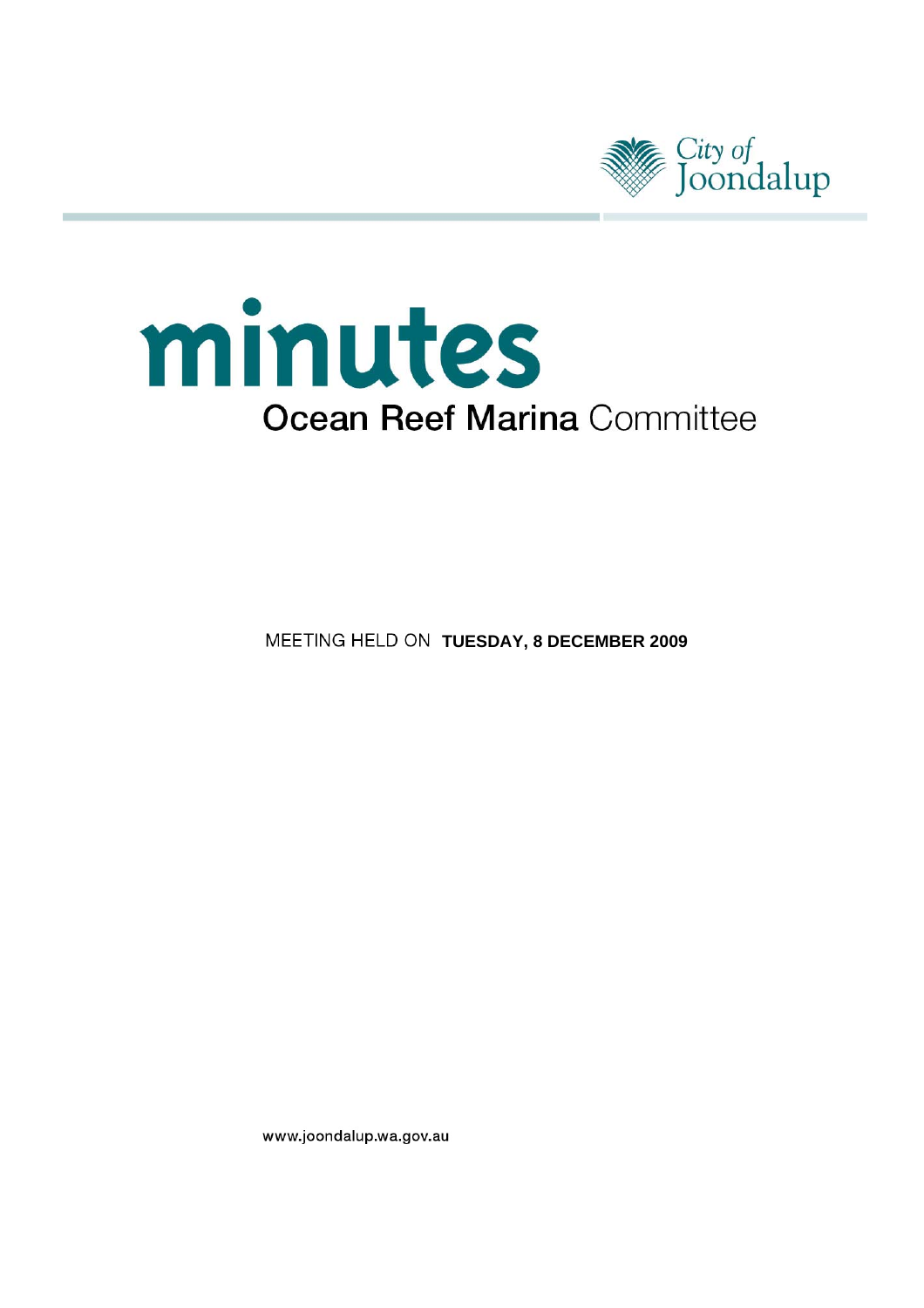City of Joondalup

# minutes

## Ocean Reef Marina Committee

MEETING HELD ON **TUESDAY, 8 DECEMBER 2009**

www.joondalup.wa.gov.au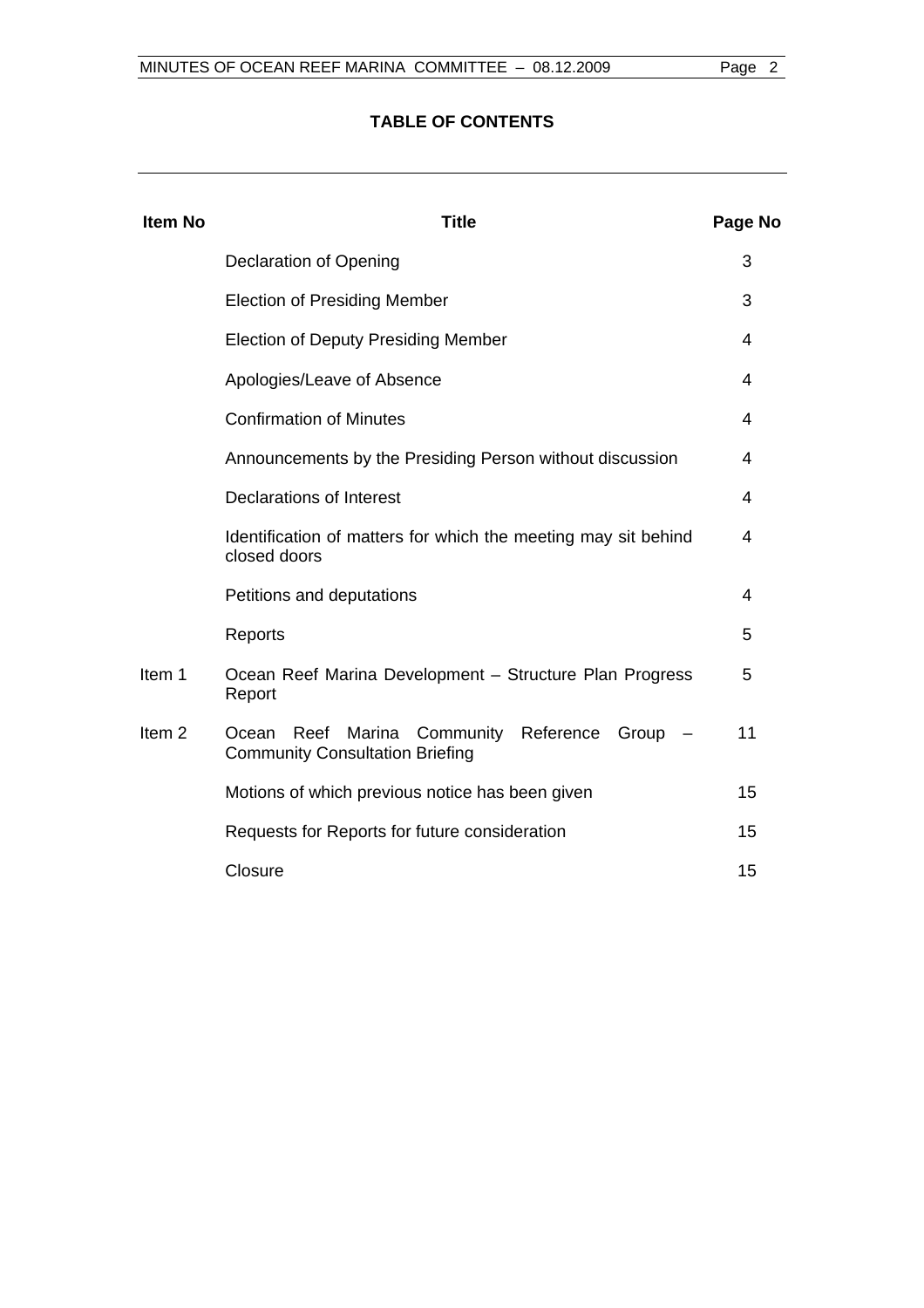# TABLE OF CONTENTS

| Item No | Title | Page No |
|---|---|---|
| | Declaration of Opening | 3 |
| | Election of Presiding Member | 3 |
| | Election of Deputy Presiding Member | 4 |
| | Apologies/Leave of Absence | 4 |
| | Confirmation of Minutes | 4 |
| | Announcements by the Presiding Person without discussion | 4 |
| | Declarations of Interest | 4 |
| | Identification of matters for which the meeting may sit behind closed doors | 4 |
| | Petitions and deputations | 4 |
| | Reports | 5 |
| Item 1 | Ocean Reef Marina Development – Structure Plan Progress Report | 5 |
| Item 2 | Ocean Reef Marina Community Reference Group – Community Consultation Briefing | 11 |
| | Motions of which previous notice has been given | 15 |
| | Requests for Reports for future consideration | 15 |
| | Closure | 15 |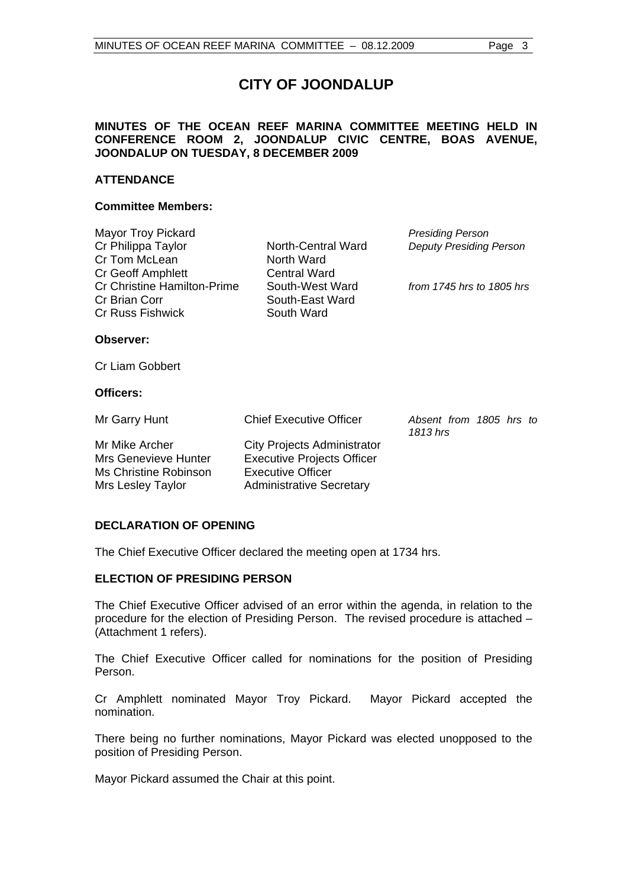# CITY OF JOONDALUP

**MINUTES OF THE OCEAN REEF MARINA COMMITTEE MEETING HELD IN CONFERENCE ROOM 2, JOONDALUP CIVIC CENTRE, BOAS AVENUE, JOONDALUP ON TUESDAY, 8 DECEMBER 2009**

## ATTENDANCE

### Committee Members:

| | | |
|---|---|---|
| Mayor Troy Pickard | | *Presiding Person* |
| Cr Philippa Taylor | North-Central Ward | *Deputy Presiding Person* |
| Cr Tom McLean | North Ward | |
| Cr Geoff Amphlett | Central Ward | |
| Cr Christine Hamilton-Prime | South-West Ward | *from 1745 hrs to 1805 hrs* |
| Cr Brian Corr | South-East Ward | |
| Cr Russ Fishwick | South Ward | |

### Observer:

Cr Liam Gobbert

### Officers:

| | | |
|---|---|---|
| Mr Garry Hunt | Chief Executive Officer | *Absent from 1805 hrs to 1813 hrs* |
| Mr Mike Archer | City Projects Administrator | |
| Mrs Genevieve Hunter | Executive Projects Officer | |
| Ms Christine Robinson | Executive Officer | |
| Mrs Lesley Taylor | Administrative Secretary | |

## DECLARATION OF OPENING

The Chief Executive Officer declared the meeting open at 1734 hrs.

## ELECTION OF PRESIDING PERSON

The Chief Executive Officer advised of an error within the agenda, in relation to the procedure for the election of Presiding Person. The revised procedure is attached – (Attachment 1 refers).

The Chief Executive Officer called for nominations for the position of Presiding Person.

Cr Amphlett nominated Mayor Troy Pickard. Mayor Pickard accepted the nomination.

There being no further nominations, Mayor Pickard was elected unopposed to the position of Presiding Person.

Mayor Pickard assumed the Chair at this point.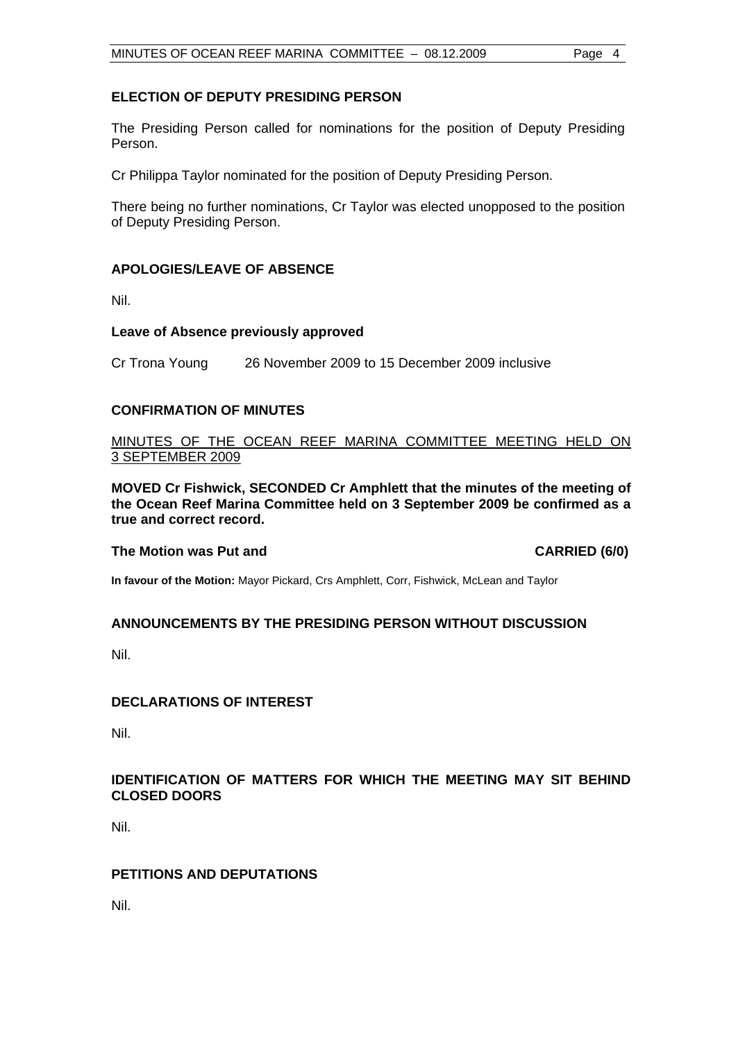## ELECTION OF DEPUTY PRESIDING PERSON

The Presiding Person called for nominations for the position of Deputy Presiding Person.

Cr Philippa Taylor nominated for the position of Deputy Presiding Person.

There being no further nominations, Cr Taylor was elected unopposed to the position of Deputy Presiding Person.

## APOLOGIES/LEAVE OF ABSENCE

Nil.

### Leave of Absence previously approved

Cr Trona Young 26 November 2009 to 15 December 2009 inclusive

## CONFIRMATION OF MINUTES

MINUTES OF THE OCEAN REEF MARINA COMMITTEE MEETING HELD ON 3 SEPTEMBER 2009

**MOVED Cr Fishwick, SECONDED Cr Amphlett that the minutes of the meeting of the Ocean Reef Marina Committee held on 3 September 2009 be confirmed as a true and correct record.**

**The Motion was Put and CARRIED (6/0)**

**In favour of the Motion:** Mayor Pickard, Crs Amphlett, Corr, Fishwick, McLean and Taylor

## ANNOUNCEMENTS BY THE PRESIDING PERSON WITHOUT DISCUSSION

Nil.

## DECLARATIONS OF INTEREST

Nil.

## IDENTIFICATION OF MATTERS FOR WHICH THE MEETING MAY SIT BEHIND CLOSED DOORS

Nil.

## PETITIONS AND DEPUTATIONS

Nil.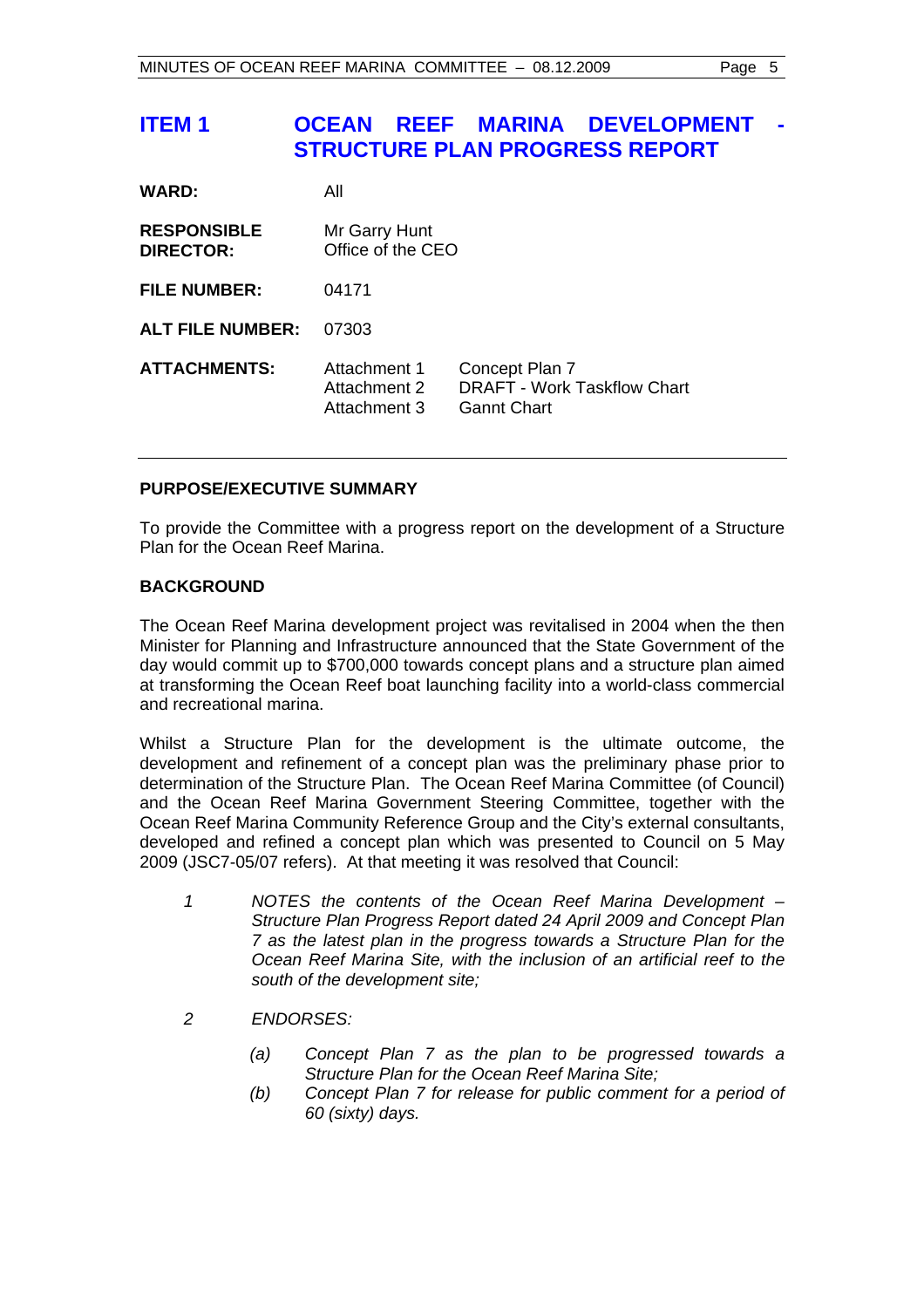# ITEM 1 OCEAN REEF MARINA DEVELOPMENT - STRUCTURE PLAN PROGRESS REPORT

| | | |
|---|---|---|
| **WARD:** | All | |
| **RESPONSIBLE DIRECTOR:** | Mr Garry Hunt<br>Office of the CEO | |
| **FILE NUMBER:** | 04171 | |
| **ALT FILE NUMBER:** | 07303 | |
| **ATTACHMENTS:** | Attachment 1<br>Attachment 2<br>Attachment 3 | Concept Plan 7<br>DRAFT - Work Taskflow Chart<br>Gannt Chart |

---

**PURPOSE/EXECUTIVE SUMMARY**

To provide the Committee with a progress report on the development of a Structure Plan for the Ocean Reef Marina.

**BACKGROUND**

The Ocean Reef Marina development project was revitalised in 2004 when the then Minister for Planning and Infrastructure announced that the State Government of the day would commit up to $700,000 towards concept plans and a structure plan aimed at transforming the Ocean Reef boat launching facility into a world-class commercial and recreational marina.

Whilst a Structure Plan for the development is the ultimate outcome, the development and refinement of a concept plan was the preliminary phase prior to determination of the Structure Plan. The Ocean Reef Marina Committee (of Council) and the Ocean Reef Marina Government Steering Committee, together with the Ocean Reef Marina Community Reference Group and the City's external consultants, developed and refined a concept plan which was presented to Council on 5 May 2009 (JSC7-05/07 refers). At that meeting it was resolved that Council:

1. *NOTES the contents of the Ocean Reef Marina Development – Structure Plan Progress Report dated 24 April 2009 and Concept Plan 7 as the latest plan in the progress towards a Structure Plan for the Ocean Reef Marina Site, with the inclusion of an artificial reef to the south of the development site;*

2. *ENDORSES:*

   (a) *Concept Plan 7 as the plan to be progressed towards a Structure Plan for the Ocean Reef Marina Site;*
   
   (b) *Concept Plan 7 for release for public comment for a period of 60 (sixty) days.*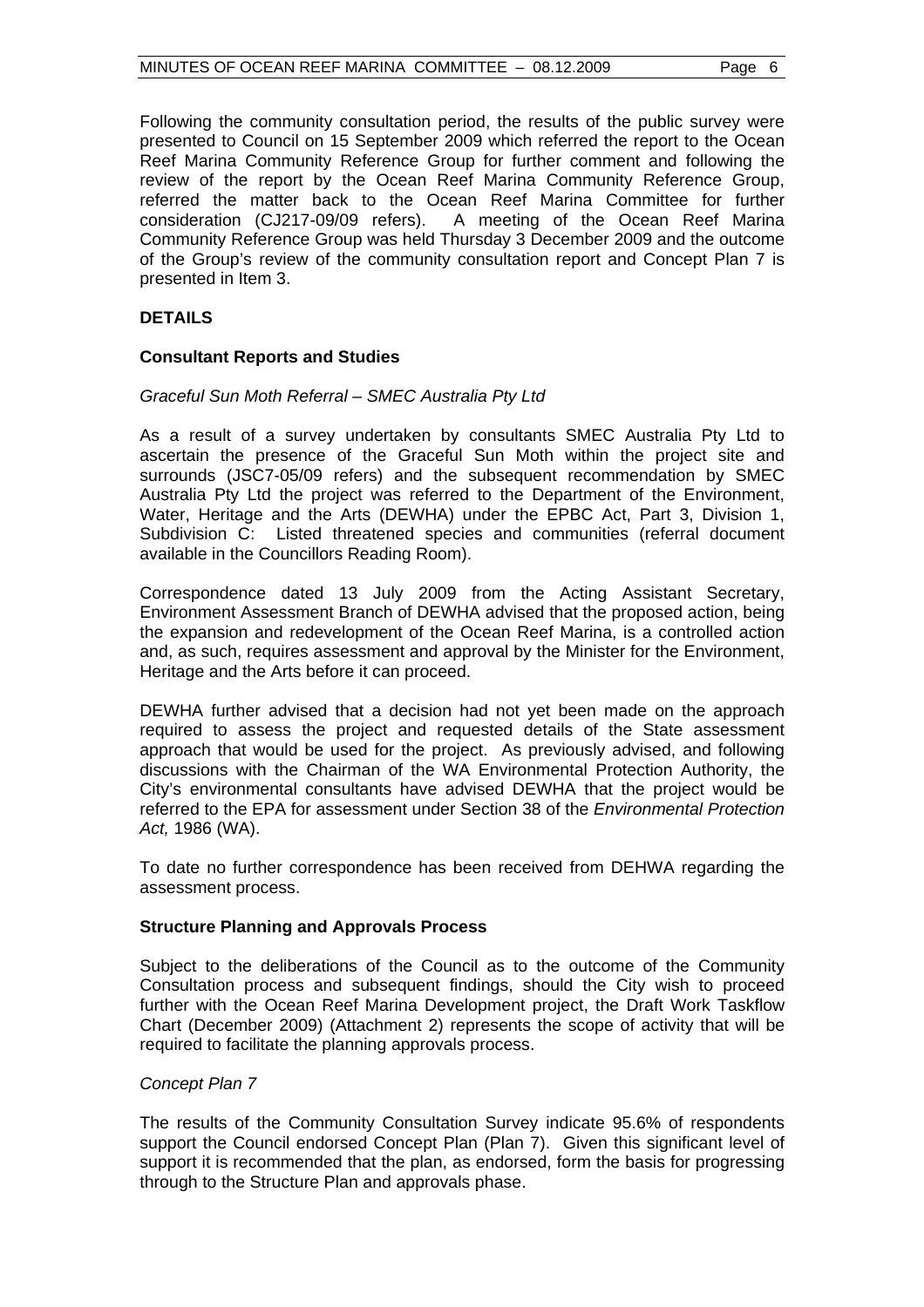Following the community consultation period, the results of the public survey were presented to Council on 15 September 2009 which referred the report to the Ocean Reef Marina Community Reference Group for further comment and following the review of the report by the Ocean Reef Marina Community Reference Group, referred the matter back to the Ocean Reef Marina Committee for further consideration (CJ217-09/09 refers). A meeting of the Ocean Reef Marina Community Reference Group was held Thursday 3 December 2009 and the outcome of the Group's review of the community consultation report and Concept Plan 7 is presented in Item 3.

**DETAILS**

**Consultant Reports and Studies**

*Graceful Sun Moth Referral – SMEC Australia Pty Ltd*

As a result of a survey undertaken by consultants SMEC Australia Pty Ltd to ascertain the presence of the Graceful Sun Moth within the project site and surrounds (JSC7-05/09 refers) and the subsequent recommendation by SMEC Australia Pty Ltd the project was referred to the Department of the Environment, Water, Heritage and the Arts (DEWHA) under the EPBC Act, Part 3, Division 1, Subdivision C: Listed threatened species and communities (referral document available in the Councillors Reading Room).

Correspondence dated 13 July 2009 from the Acting Assistant Secretary, Environment Assessment Branch of DEWHA advised that the proposed action, being the expansion and redevelopment of the Ocean Reef Marina, is a controlled action and, as such, requires assessment and approval by the Minister for the Environment, Heritage and the Arts before it can proceed.

DEWHA further advised that a decision had not yet been made on the approach required to assess the project and requested details of the State assessment approach that would be used for the project. As previously advised, and following discussions with the Chairman of the WA Environmental Protection Authority, the City's environmental consultants have advised DEWHA that the project would be referred to the EPA for assessment under Section 38 of the *Environmental Protection Act,* 1986 (WA).

To date no further correspondence has been received from DEHWA regarding the assessment process.

**Structure Planning and Approvals Process**

Subject to the deliberations of the Council as to the outcome of the Community Consultation process and subsequent findings, should the City wish to proceed further with the Ocean Reef Marina Development project, the Draft Work Taskflow Chart (December 2009) (Attachment 2) represents the scope of activity that will be required to facilitate the planning approvals process.

*Concept Plan 7*

The results of the Community Consultation Survey indicate 95.6% of respondents support the Council endorsed Concept Plan (Plan 7). Given this significant level of support it is recommended that the plan, as endorsed, form the basis for progressing through to the Structure Plan and approvals phase.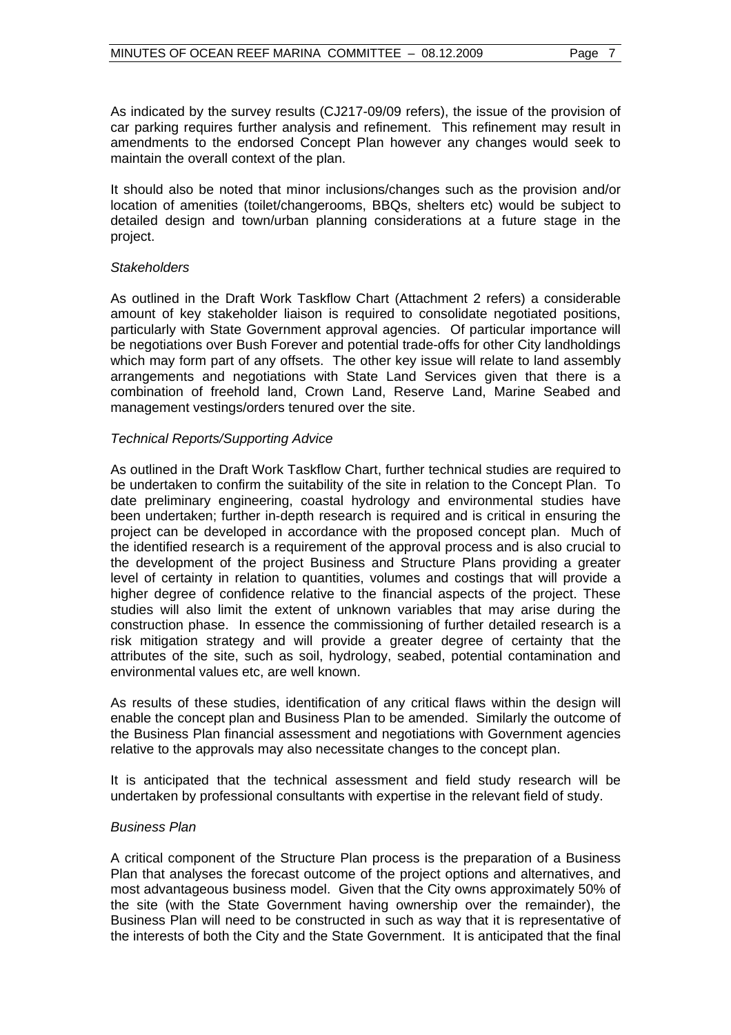As indicated by the survey results (CJ217-09/09 refers), the issue of the provision of car parking requires further analysis and refinement. This refinement may result in amendments to the endorsed Concept Plan however any changes would seek to maintain the overall context of the plan.

It should also be noted that minor inclusions/changes such as the provision and/or location of amenities (toilet/changerooms, BBQs, shelters etc) would be subject to detailed design and town/urban planning considerations at a future stage in the project.

*Stakeholders*

As outlined in the Draft Work Taskflow Chart (Attachment 2 refers) a considerable amount of key stakeholder liaison is required to consolidate negotiated positions, particularly with State Government approval agencies. Of particular importance will be negotiations over Bush Forever and potential trade-offs for other City landholdings which may form part of any offsets. The other key issue will relate to land assembly arrangements and negotiations with State Land Services given that there is a combination of freehold land, Crown Land, Reserve Land, Marine Seabed and management vestings/orders tenured over the site.

*Technical Reports/Supporting Advice*

As outlined in the Draft Work Taskflow Chart, further technical studies are required to be undertaken to confirm the suitability of the site in relation to the Concept Plan. To date preliminary engineering, coastal hydrology and environmental studies have been undertaken; further in-depth research is required and is critical in ensuring the project can be developed in accordance with the proposed concept plan. Much of the identified research is a requirement of the approval process and is also crucial to the development of the project Business and Structure Plans providing a greater level of certainty in relation to quantities, volumes and costings that will provide a higher degree of confidence relative to the financial aspects of the project. These studies will also limit the extent of unknown variables that may arise during the construction phase. In essence the commissioning of further detailed research is a risk mitigation strategy and will provide a greater degree of certainty that the attributes of the site, such as soil, hydrology, seabed, potential contamination and environmental values etc, are well known.

As results of these studies, identification of any critical flaws within the design will enable the concept plan and Business Plan to be amended. Similarly the outcome of the Business Plan financial assessment and negotiations with Government agencies relative to the approvals may also necessitate changes to the concept plan.

It is anticipated that the technical assessment and field study research will be undertaken by professional consultants with expertise in the relevant field of study.

*Business Plan*

A critical component of the Structure Plan process is the preparation of a Business Plan that analyses the forecast outcome of the project options and alternatives, and most advantageous business model. Given that the City owns approximately 50% of the site (with the State Government having ownership over the remainder), the Business Plan will need to be constructed in such as way that it is representative of the interests of both the City and the State Government. It is anticipated that the final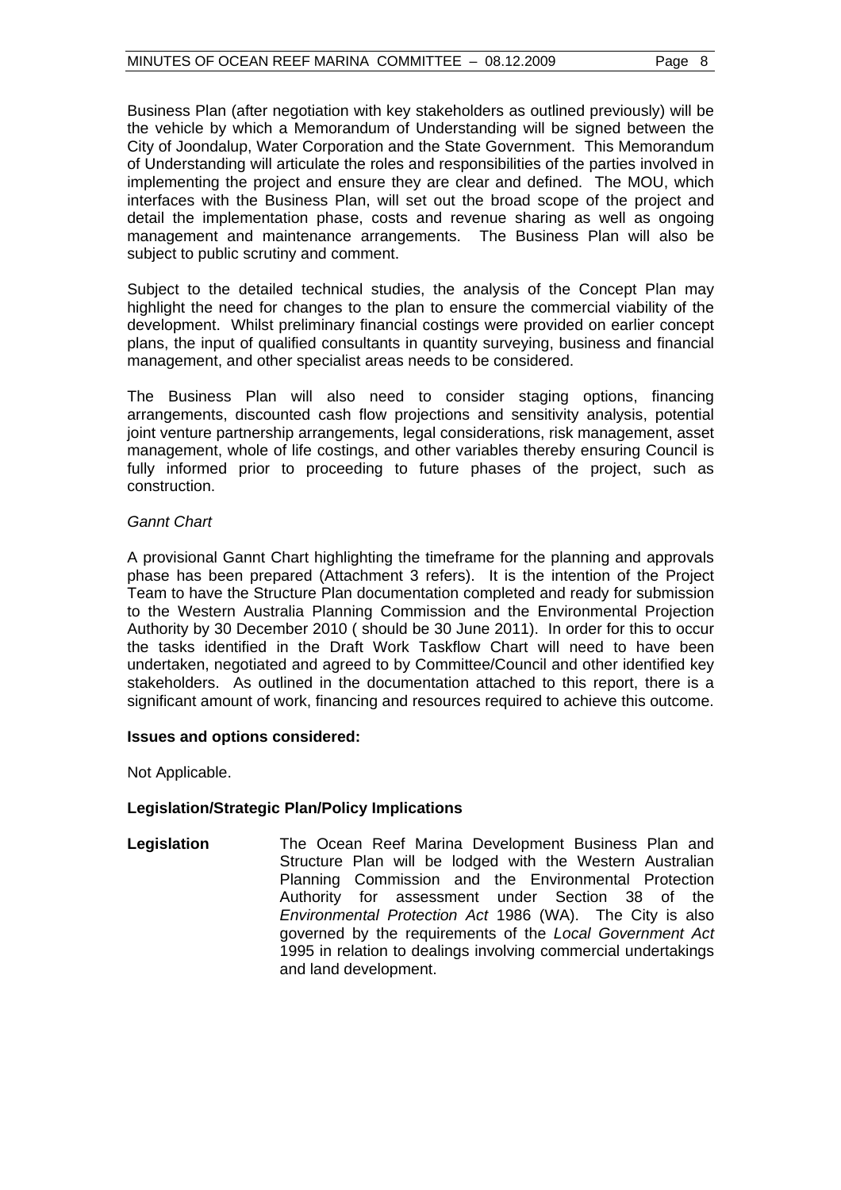Business Plan (after negotiation with key stakeholders as outlined previously) will be the vehicle by which a Memorandum of Understanding will be signed between the City of Joondalup, Water Corporation and the State Government. This Memorandum of Understanding will articulate the roles and responsibilities of the parties involved in implementing the project and ensure they are clear and defined. The MOU, which interfaces with the Business Plan, will set out the broad scope of the project and detail the implementation phase, costs and revenue sharing as well as ongoing management and maintenance arrangements. The Business Plan will also be subject to public scrutiny and comment.

Subject to the detailed technical studies, the analysis of the Concept Plan may highlight the need for changes to the plan to ensure the commercial viability of the development. Whilst preliminary financial costings were provided on earlier concept plans, the input of qualified consultants in quantity surveying, business and financial management, and other specialist areas needs to be considered.

The Business Plan will also need to consider staging options, financing arrangements, discounted cash flow projections and sensitivity analysis, potential joint venture partnership arrangements, legal considerations, risk management, asset management, whole of life costings, and other variables thereby ensuring Council is fully informed prior to proceeding to future phases of the project, such as construction.

*Gannt Chart*

A provisional Gannt Chart highlighting the timeframe for the planning and approvals phase has been prepared (Attachment 3 refers). It is the intention of the Project Team to have the Structure Plan documentation completed and ready for submission to the Western Australia Planning Commission and the Environmental Projection Authority by 30 December 2010 ( should be 30 June 2011). In order for this to occur the tasks identified in the Draft Work Taskflow Chart will need to have been undertaken, negotiated and agreed to by Committee/Council and other identified key stakeholders. As outlined in the documentation attached to this report, there is a significant amount of work, financing and resources required to achieve this outcome.

**Issues and options considered:**

Not Applicable.

**Legislation/Strategic Plan/Policy Implications**

**Legislation** The Ocean Reef Marina Development Business Plan and Structure Plan will be lodged with the Western Australian Planning Commission and the Environmental Protection Authority for assessment under Section 38 of the *Environmental Protection Act* 1986 (WA). The City is also governed by the requirements of the *Local Government Act* 1995 in relation to dealings involving commercial undertakings and land development.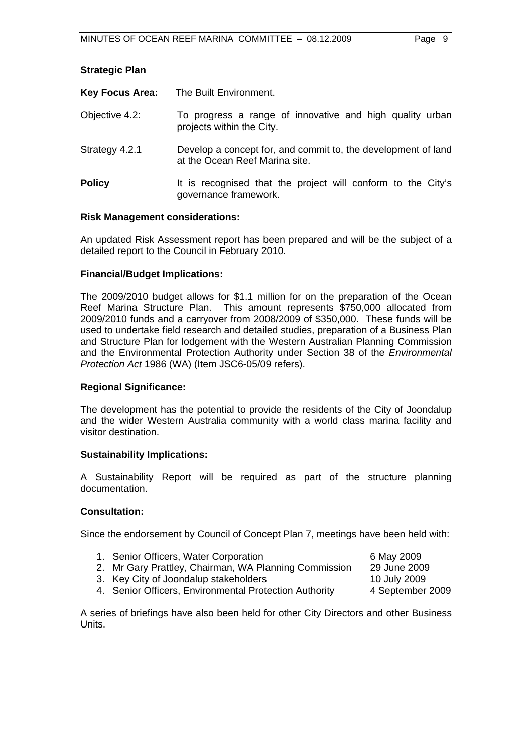**Strategic Plan**

**Key Focus Area:** The Built Environment.

Objective 4.2: To progress a range of innovative and high quality urban projects within the City.

Strategy 4.2.1 Develop a concept for, and commit to, the development of land at the Ocean Reef Marina site.

**Policy** It is recognised that the project will conform to the City's governance framework.

**Risk Management considerations:**

An updated Risk Assessment report has been prepared and will be the subject of a detailed report to the Council in February 2010.

**Financial/Budget Implications:**

The 2009/2010 budget allows for $1.1 million for on the preparation of the Ocean Reef Marina Structure Plan. This amount represents $750,000 allocated from 2009/2010 funds and a carryover from 2008/2009 of $350,000. These funds will be used to undertake field research and detailed studies, preparation of a Business Plan and Structure Plan for lodgement with the Western Australian Planning Commission and the Environmental Protection Authority under Section 38 of the *Environmental Protection Act* 1986 (WA) (Item JSC6-05/09 refers).

**Regional Significance:**

The development has the potential to provide the residents of the City of Joondalup and the wider Western Australia community with a world class marina facility and visitor destination.

**Sustainability Implications:**

A Sustainability Report will be required as part of the structure planning documentation.

**Consultation:**

Since the endorsement by Council of Concept Plan 7, meetings have been held with:

1. Senior Officers, Water Corporation — 6 May 2009
2. Mr Gary Prattley, Chairman, WA Planning Commission — 29 June 2009
3. Key City of Joondalup stakeholders — 10 July 2009
4. Senior Officers, Environmental Protection Authority — 4 September 2009

A series of briefings have also been held for other City Directors and other Business Units.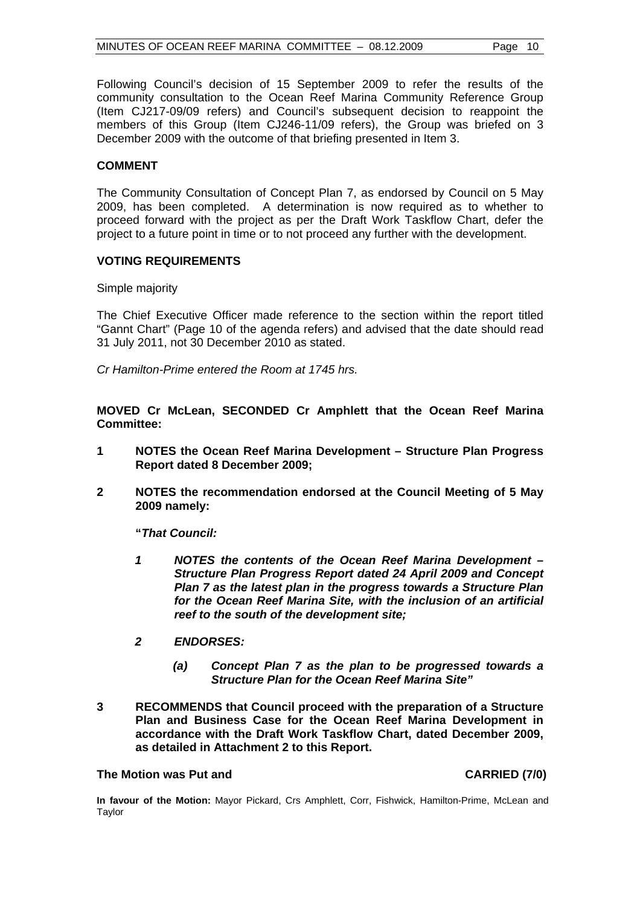Following Council's decision of 15 September 2009 to refer the results of the community consultation to the Ocean Reef Marina Community Reference Group (Item CJ217-09/09 refers) and Council's subsequent decision to reappoint the members of this Group (Item CJ246-11/09 refers), the Group was briefed on 3 December 2009 with the outcome of that briefing presented in Item 3.

**COMMENT**

The Community Consultation of Concept Plan 7, as endorsed by Council on 5 May 2009, has been completed. A determination is now required as to whether to proceed forward with the project as per the Draft Work Taskflow Chart, defer the project to a future point in time or to not proceed any further with the development.

**VOTING REQUIREMENTS**

Simple majority

The Chief Executive Officer made reference to the section within the report titled "Gannt Chart" (Page 10 of the agenda refers) and advised that the date should read 31 July 2011, not 30 December 2010 as stated.

*Cr Hamilton-Prime entered the Room at 1745 hrs.*

**MOVED Cr McLean, SECONDED Cr Amphlett that the Ocean Reef Marina Committee:**

**1 NOTES the Ocean Reef Marina Development – Structure Plan Progress Report dated 8 December 2009;**

**2 NOTES the recommendation endorsed at the Council Meeting of 5 May 2009 namely:**

**"*That Council:***

***1 NOTES the contents of the Ocean Reef Marina Development – Structure Plan Progress Report dated 24 April 2009 and Concept Plan 7 as the latest plan in the progress towards a Structure Plan for the Ocean Reef Marina Site, with the inclusion of an artificial reef to the south of the development site;***

***2 ENDORSES:***

***(a) Concept Plan 7 as the plan to be progressed towards a Structure Plan for the Ocean Reef Marina Site"***

**3 RECOMMENDS that Council proceed with the preparation of a Structure Plan and Business Case for the Ocean Reef Marina Development in accordance with the Draft Work Taskflow Chart, dated December 2009, as detailed in Attachment 2 to this Report.**

**The Motion was Put and CARRIED (7/0)**

**In favour of the Motion:** Mayor Pickard, Crs Amphlett, Corr, Fishwick, Hamilton-Prime, McLean and Taylor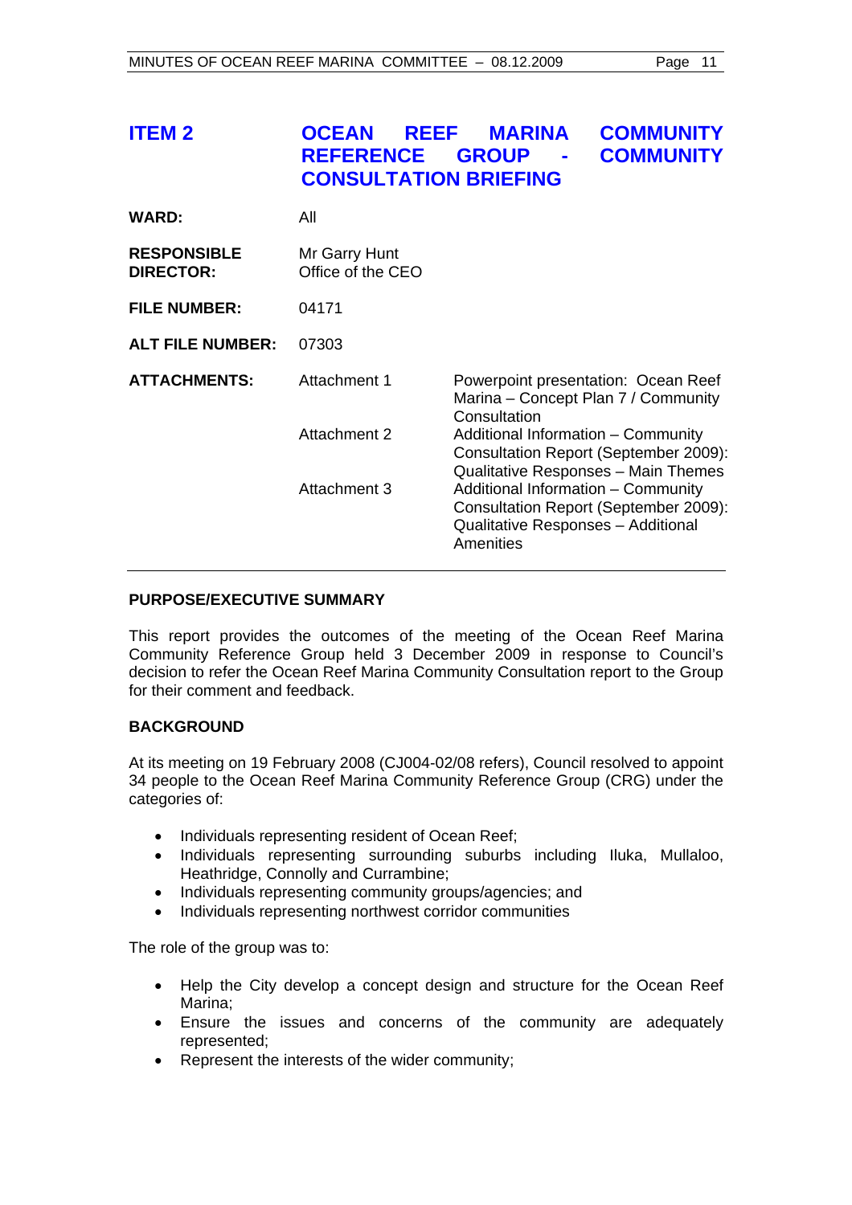## ITEM 2 OCEAN REEF MARINA COMMUNITY REFERENCE GROUP - COMMUNITY CONSULTATION BRIEFING

**WARD:** All

**RESPONSIBLE DIRECTOR:** Mr Garry Hunt
Office of the CEO

**FILE NUMBER:** 04171

**ALT FILE NUMBER:** 07303

**ATTACHMENTS:**

| | |
|---|---|
| Attachment 1 | Powerpoint presentation: Ocean Reef Marina – Concept Plan 7 / Community Consultation |
| Attachment 2 | Additional Information – Community Consultation Report (September 2009): Qualitative Responses – Main Themes |
| Attachment 3 | Additional Information – Community Consultation Report (September 2009): Qualitative Responses – Additional Amenities |

**PURPOSE/EXECUTIVE SUMMARY**

This report provides the outcomes of the meeting of the Ocean Reef Marina Community Reference Group held 3 December 2009 in response to Council's decision to refer the Ocean Reef Marina Community Consultation report to the Group for their comment and feedback.

**BACKGROUND**

At its meeting on 19 February 2008 (CJ004-02/08 refers), Council resolved to appoint 34 people to the Ocean Reef Marina Community Reference Group (CRG) under the categories of:

- Individuals representing resident of Ocean Reef;
- Individuals representing surrounding suburbs including Iluka, Mullaloo, Heathridge, Connolly and Currambine;
- Individuals representing community groups/agencies; and
- Individuals representing northwest corridor communities

The role of the group was to:

- Help the City develop a concept design and structure for the Ocean Reef Marina;
- Ensure the issues and concerns of the community are adequately represented;
- Represent the interests of the wider community;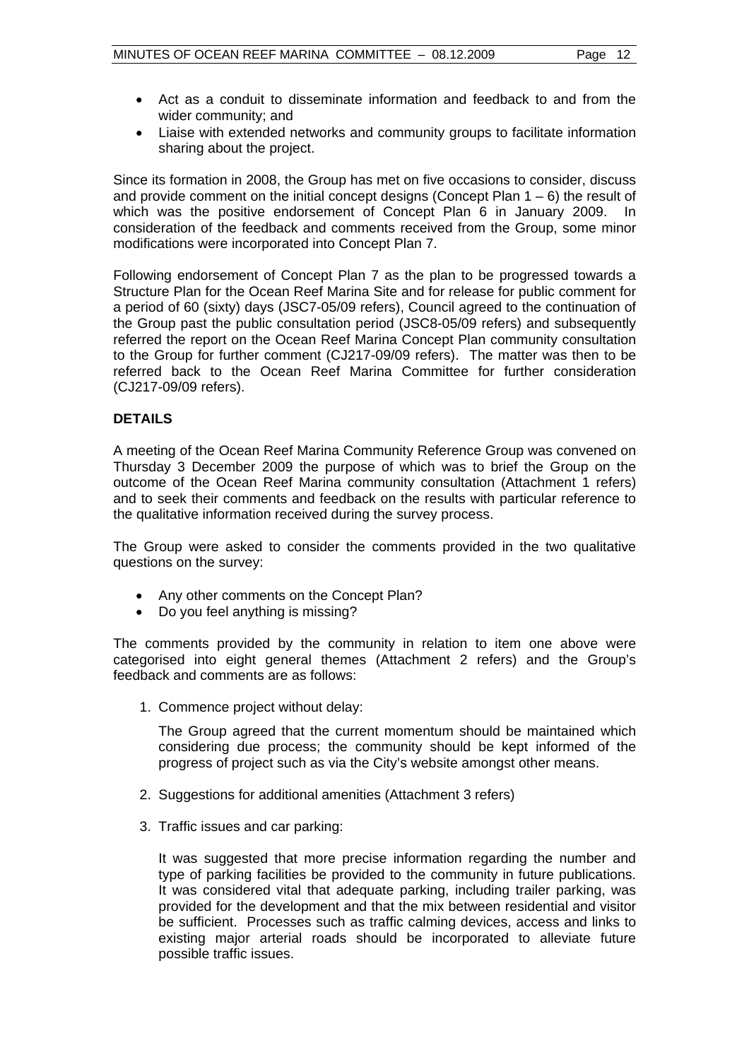- Act as a conduit to disseminate information and feedback to and from the wider community; and
- Liaise with extended networks and community groups to facilitate information sharing about the project.

Since its formation in 2008, the Group has met on five occasions to consider, discuss and provide comment on the initial concept designs (Concept Plan 1 – 6) the result of which was the positive endorsement of Concept Plan 6 in January 2009. In consideration of the feedback and comments received from the Group, some minor modifications were incorporated into Concept Plan 7.

Following endorsement of Concept Plan 7 as the plan to be progressed towards a Structure Plan for the Ocean Reef Marina Site and for release for public comment for a period of 60 (sixty) days (JSC7-05/09 refers), Council agreed to the continuation of the Group past the public consultation period (JSC8-05/09 refers) and subsequently referred the report on the Ocean Reef Marina Concept Plan community consultation to the Group for further comment (CJ217-09/09 refers). The matter was then to be referred back to the Ocean Reef Marina Committee for further consideration (CJ217-09/09 refers).

**DETAILS**

A meeting of the Ocean Reef Marina Community Reference Group was convened on Thursday 3 December 2009 the purpose of which was to brief the Group on the outcome of the Ocean Reef Marina community consultation (Attachment 1 refers) and to seek their comments and feedback on the results with particular reference to the qualitative information received during the survey process.

The Group were asked to consider the comments provided in the two qualitative questions on the survey:

- Any other comments on the Concept Plan?
- Do you feel anything is missing?

The comments provided by the community in relation to item one above were categorised into eight general themes (Attachment 2 refers) and the Group's feedback and comments are as follows:

1. Commence project without delay:

   The Group agreed that the current momentum should be maintained which considering due process; the community should be kept informed of the progress of project such as via the City's website amongst other means.

2. Suggestions for additional amenities (Attachment 3 refers)

3. Traffic issues and car parking:

   It was suggested that more precise information regarding the number and type of parking facilities be provided to the community in future publications. It was considered vital that adequate parking, including trailer parking, was provided for the development and that the mix between residential and visitor be sufficient. Processes such as traffic calming devices, access and links to existing major arterial roads should be incorporated to alleviate future possible traffic issues.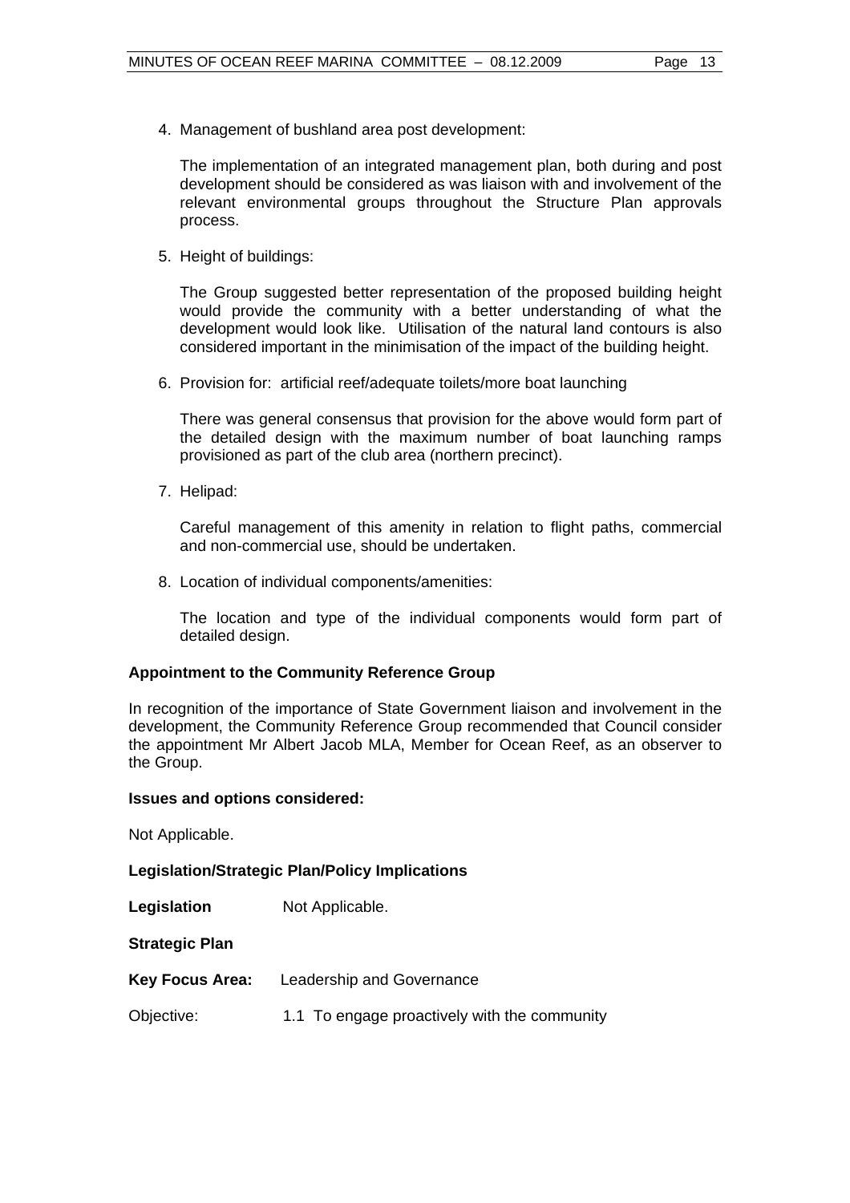4. Management of bushland area post development:

   The implementation of an integrated management plan, both during and post development should be considered as was liaison with and involvement of the relevant environmental groups throughout the Structure Plan approvals process.

5. Height of buildings:

   The Group suggested better representation of the proposed building height would provide the community with a better understanding of what the development would look like. Utilisation of the natural land contours is also considered important in the minimisation of the impact of the building height.

6. Provision for: artificial reef/adequate toilets/more boat launching

   There was general consensus that provision for the above would form part of the detailed design with the maximum number of boat launching ramps provisioned as part of the club area (northern precinct).

7. Helipad:

   Careful management of this amenity in relation to flight paths, commercial and non-commercial use, should be undertaken.

8. Location of individual components/amenities:

   The location and type of the individual components would form part of detailed design.

**Appointment to the Community Reference Group**

In recognition of the importance of State Government liaison and involvement in the development, the Community Reference Group recommended that Council consider the appointment Mr Albert Jacob MLA, Member for Ocean Reef, as an observer to the Group.

**Issues and options considered:**

Not Applicable.

**Legislation/Strategic Plan/Policy Implications**

**Legislation** Not Applicable.

**Strategic Plan**

**Key Focus Area:** Leadership and Governance

Objective: 1.1 To engage proactively with the community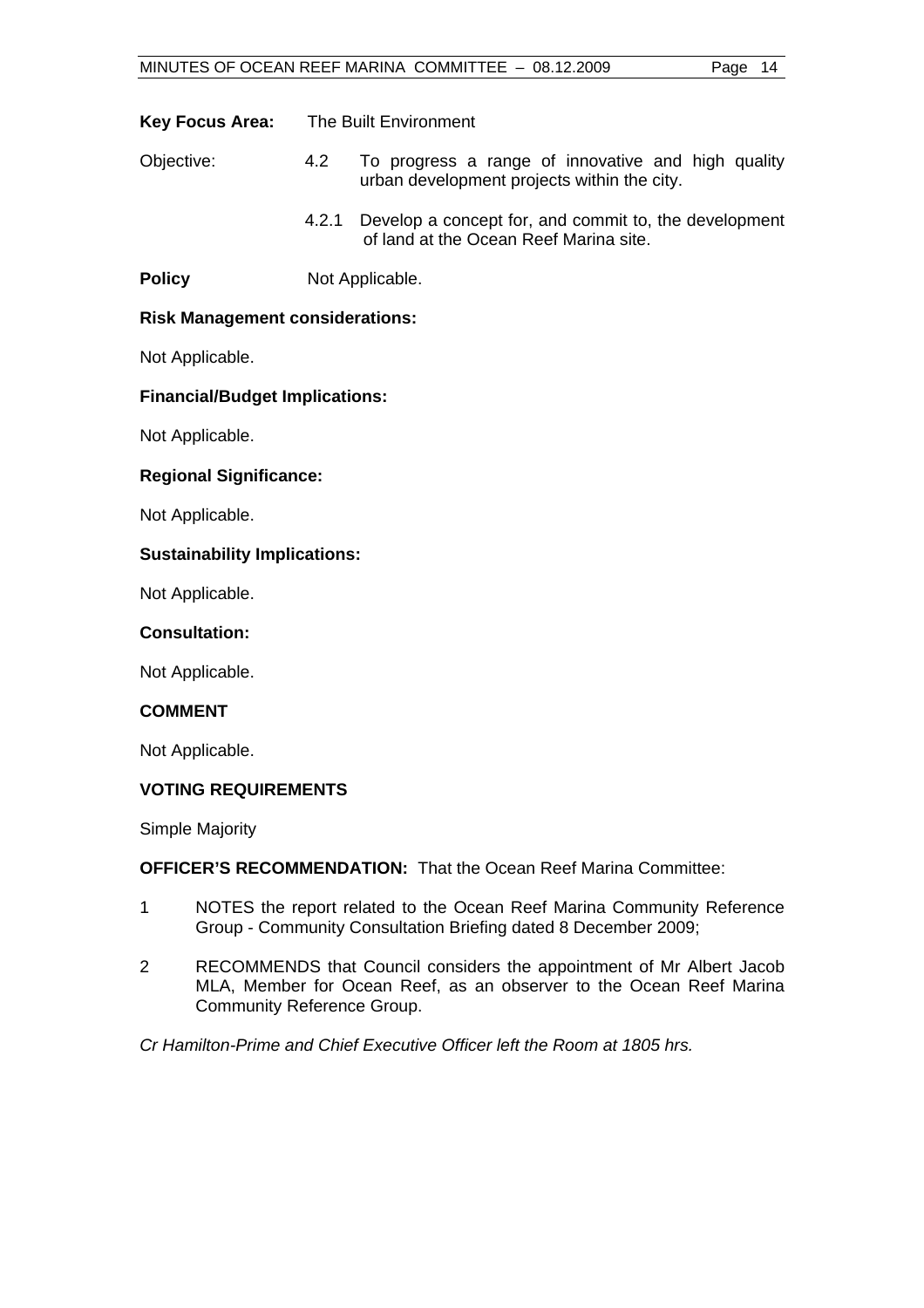**Key Focus Area:** The Built Environment

Objective: 4.2 To progress a range of innovative and high quality urban development projects within the city.

4.2.1 Develop a concept for, and commit to, the development of land at the Ocean Reef Marina site.

**Policy** Not Applicable.

**Risk Management considerations:**

Not Applicable.

**Financial/Budget Implications:**

Not Applicable.

**Regional Significance:**

Not Applicable.

**Sustainability Implications:**

Not Applicable.

**Consultation:**

Not Applicable.

**COMMENT**

Not Applicable.

**VOTING REQUIREMENTS**

Simple Majority

**OFFICER'S RECOMMENDATION:** That the Ocean Reef Marina Committee:

1 NOTES the report related to the Ocean Reef Marina Community Reference Group - Community Consultation Briefing dated 8 December 2009;

2 RECOMMENDS that Council considers the appointment of Mr Albert Jacob MLA, Member for Ocean Reef, as an observer to the Ocean Reef Marina Community Reference Group.

*Cr Hamilton-Prime and Chief Executive Officer left the Room at 1805 hrs.*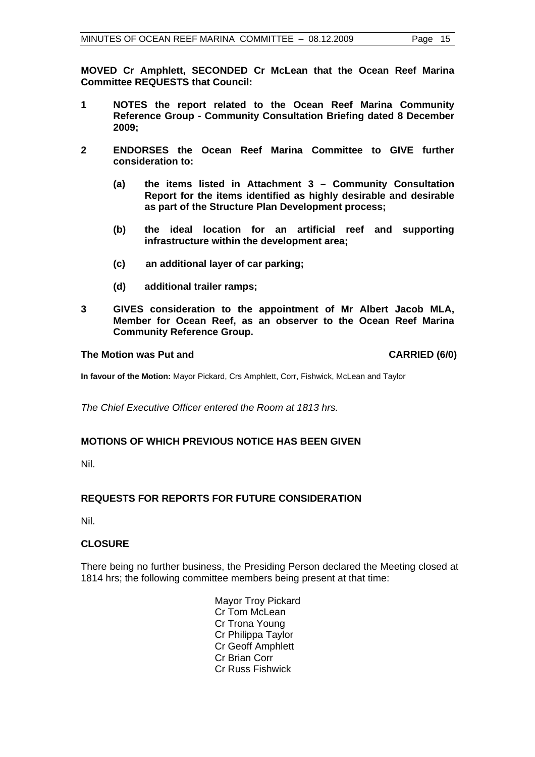**MOVED Cr Amphlett, SECONDED Cr McLean that the Ocean Reef Marina Committee REQUESTS that Council:**

**1 NOTES the report related to the Ocean Reef Marina Community Reference Group - Community Consultation Briefing dated 8 December 2009;**

**2 ENDORSES the Ocean Reef Marina Committee to GIVE further consideration to:**

> **(a) the items listed in Attachment 3 – Community Consultation Report for the items identified as highly desirable and desirable as part of the Structure Plan Development process;**
>
> **(b) the ideal location for an artificial reef and supporting infrastructure within the development area;**
>
> **(c) an additional layer of car parking;**
>
> **(d) additional trailer ramps;**

**3 GIVES consideration to the appointment of Mr Albert Jacob MLA, Member for Ocean Reef, as an observer to the Ocean Reef Marina Community Reference Group.**

**The Motion was Put and CARRIED (6/0)**

**In favour of the Motion:** Mayor Pickard, Crs Amphlett, Corr, Fishwick, McLean and Taylor

*The Chief Executive Officer entered the Room at 1813 hrs.*

## MOTIONS OF WHICH PREVIOUS NOTICE HAS BEEN GIVEN

Nil.

## REQUESTS FOR REPORTS FOR FUTURE CONSIDERATION

Nil.

## CLOSURE

There being no further business, the Presiding Person declared the Meeting closed at 1814 hrs; the following committee members being present at that time:

Mayor Troy Pickard
Cr Tom McLean
Cr Trona Young
Cr Philippa Taylor
Cr Geoff Amphlett
Cr Brian Corr
Cr Russ Fishwick